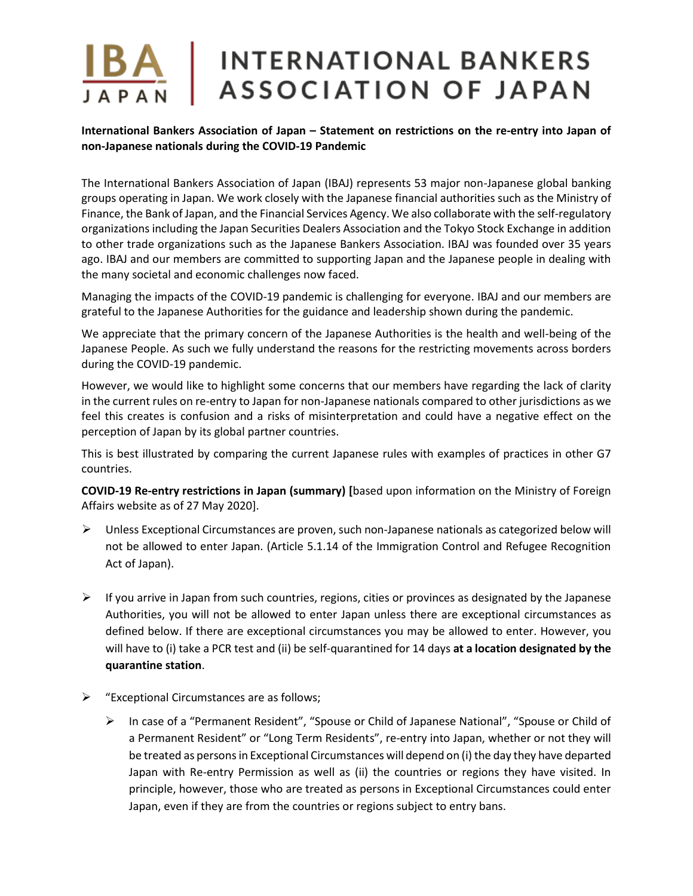# INTERNATIONAL BANKERS ASSOCIATION OF JAPAN

**International Bankers Association of Japan – Statement on restrictions on the re-entry into Japan of non-Japanese nationals during the COVID-19 Pandemic**

The International Bankers Association of Japan (IBAJ) represents 53 major non-Japanese global banking groups operating in Japan. We work closely with the Japanese financial authorities such as the Ministry of Finance, the Bank of Japan, and the Financial Services Agency. We also collaborate with the self-regulatory organizations including the Japan Securities Dealers Association and the Tokyo Stock Exchange in addition to other trade organizations such as the Japanese Bankers Association. IBAJ was founded over 35 years ago. IBAJ and our members are committed to supporting Japan and the Japanese people in dealing with the many societal and economic challenges now faced.

Managing the impacts of the COVID-19 pandemic is challenging for everyone. IBAJ and our members are grateful to the Japanese Authorities for the guidance and leadership shown during the pandemic.

We appreciate that the primary concern of the Japanese Authorities is the health and well-being of the Japanese People. As such we fully understand the reasons for the restricting movements across borders during the COVID-19 pandemic.

However, we would like to highlight some concerns that our members have regarding the lack of clarity in the current rules on re-entry to Japan for non-Japanese nationals compared to other jurisdictions as we feel this creates is confusion and a risks of misinterpretation and could have a negative effect on the perception of Japan by its global partner countries.

This is best illustrated by comparing the current Japanese rules with examples of practices in other G7 countries.

**COVID-19 Re-entry restrictions in Japan (summary) [**based upon information on the Ministry of Foreign Affairs website as of 27 May 2020].

- Unless Exceptional Circumstances are proven, such non-Japanese nationals as categorized below will not be allowed to enter Japan. (Article 5.1.14 of the Immigration Control and Refugee Recognition Act of Japan).

- If you arrive in Japan from such countries, regions, cities or provinces as designated by the Japanese Authorities, you will not be allowed to enter Japan unless there are exceptional circumstances as defined below. If there are exceptional circumstances you may be allowed to enter. However, you will have to (i) take a PCR test and (ii) be self-quarantined for 14 days **at a location designated by the quarantine station**.

- "Exceptional Circumstances are as follows;
  - In case of a "Permanent Resident", "Spouse or Child of Japanese National", "Spouse or Child of a Permanent Resident" or "Long Term Residents", re-entry into Japan, whether or not they will be treated as persons in Exceptional Circumstances will depend on (i) the day they have departed Japan with Re-entry Permission as well as (ii) the countries or regions they have visited. In principle, however, those who are treated as persons in Exceptional Circumstances could enter Japan, even if they are from the countries or regions subject to entry bans.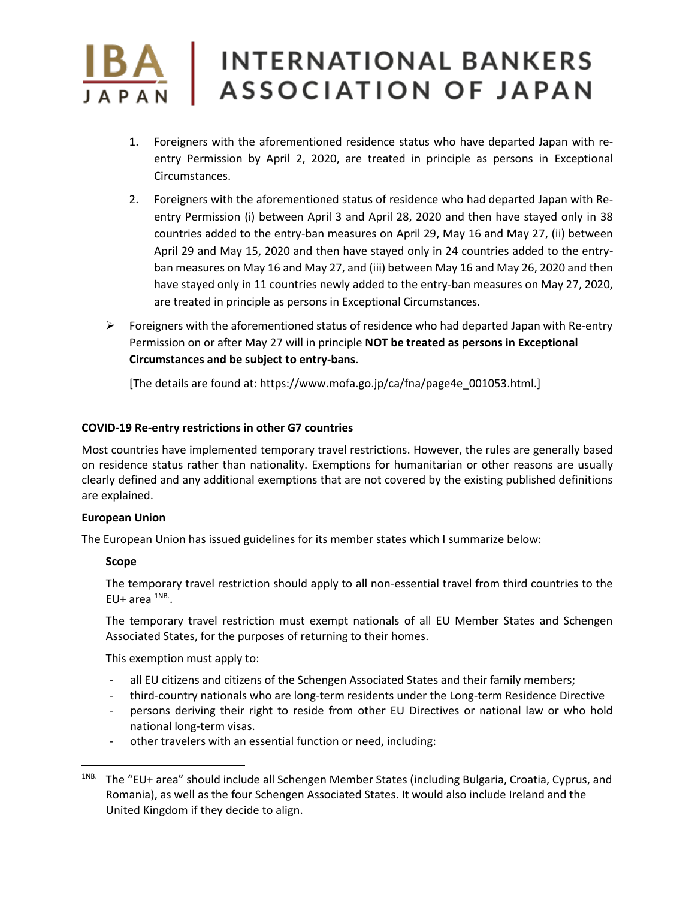1. Foreigners with the aforementioned residence status who have departed Japan with re-entry Permission by April 2, 2020, are treated in principle as persons in Exceptional Circumstances.
2. Foreigners with the aforementioned status of residence who had departed Japan with Re-entry Permission (i) between April 3 and April 28, 2020 and then have stayed only in 38 countries added to the entry-ban measures on April 29, May 16 and May 27, (ii) between April 29 and May 15, 2020 and then have stayed only in 24 countries added to the entry-ban measures on May 16 and May 27, and (iii) between May 16 and May 26, 2020 and then have stayed only in 11 countries newly added to the entry-ban measures on May 27, 2020, are treated in principle as persons in Exceptional Circumstances.

- Foreigners with the aforementioned status of residence who had departed Japan with Re-entry Permission on or after May 27 will in principle **NOT be treated as persons in Exceptional Circumstances and be subject to entry-bans**.

  [The details are found at: https://www.mofa.go.jp/ca/fna/page4e_001053.html.]

**COVID-19 Re-entry restrictions in other G7 countries**

Most countries have implemented temporary travel restrictions. However, the rules are generally based on residence status rather than nationality. Exemptions for humanitarian or other reasons are usually clearly defined and any additional exemptions that are not covered by the existing published definitions are explained.

**European Union**

The European Union has issued guidelines for its member states which I summarize below:

**Scope**

The temporary travel restriction should apply to all non-essential travel from third countries to the EU+ area [1NB.].

The temporary travel restriction must exempt nationals of all EU Member States and Schengen Associated States, for the purposes of returning to their homes.

This exemption must apply to:

- all EU citizens and citizens of the Schengen Associated States and their family members;
- third-country nationals who are long-term residents under the Long-term Residence Directive
- persons deriving their right to reside from other EU Directives or national law or who hold national long-term visas.
- other travelers with an essential function or need, including:

[1NB.] The "EU+ area" should include all Schengen Member States (including Bulgaria, Croatia, Cyprus, and Romania), as well as the four Schengen Associated States. It would also include Ireland and the United Kingdom if they decide to align.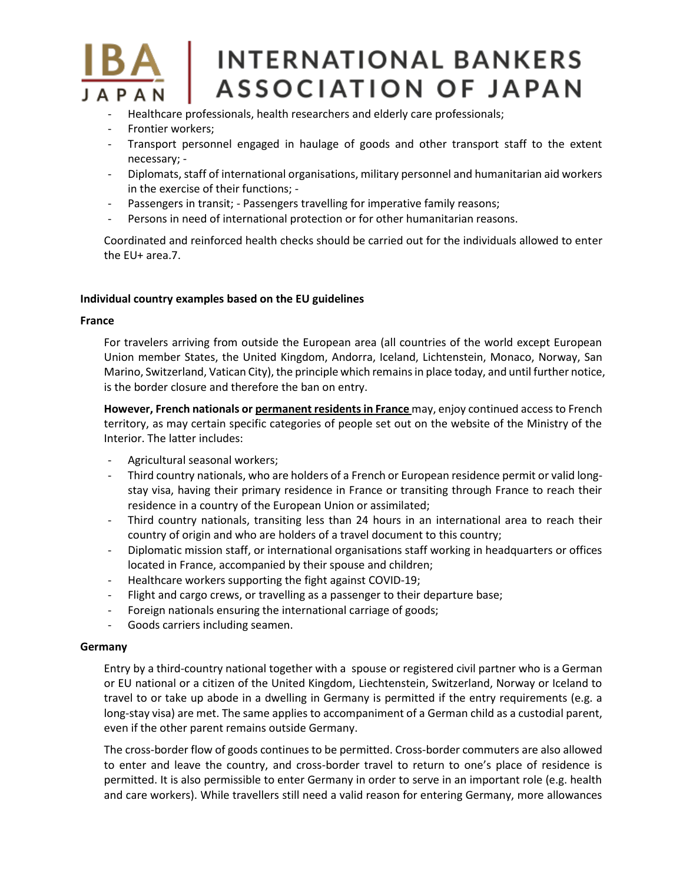- Healthcare professionals, health researchers and elderly care professionals;
- Frontier workers;
- Transport personnel engaged in haulage of goods and other transport staff to the extent necessary; -
- Diplomats, staff of international organisations, military personnel and humanitarian aid workers in the exercise of their functions; -
- Passengers in transit; - Passengers travelling for imperative family reasons;
- Persons in need of international protection or for other humanitarian reasons.

Coordinated and reinforced health checks should be carried out for the individuals allowed to enter the EU+ area.7.

**Individual country examples based on the EU guidelines**

**France**

For travelers arriving from outside the European area (all countries of the world except European Union member States, the United Kingdom, Andorra, Iceland, Lichtenstein, Monaco, Norway, San Marino, Switzerland, Vatican City), the principle which remains in place today, and until further notice, is the border closure and therefore the ban on entry.

**However, French nationals or permanent residents in France** may, enjoy continued access to French territory, as may certain specific categories of people set out on the website of the Ministry of the Interior. The latter includes:

- Agricultural seasonal workers;
- Third country nationals, who are holders of a French or European residence permit or valid long-stay visa, having their primary residence in France or transiting through France to reach their residence in a country of the European Union or assimilated;
- Third country nationals, transiting less than 24 hours in an international area to reach their country of origin and who are holders of a travel document to this country;
- Diplomatic mission staff, or international organisations staff working in headquarters or offices located in France, accompanied by their spouse and children;
- Healthcare workers supporting the fight against COVID-19;
- Flight and cargo crews, or travelling as a passenger to their departure base;
- Foreign nationals ensuring the international carriage of goods;
- Goods carriers including seamen.

**Germany**

Entry by a third-country national together with a spouse or registered civil partner who is a German or EU national or a citizen of the United Kingdom, Liechtenstein, Switzerland, Norway or Iceland to travel to or take up abode in a dwelling in Germany is permitted if the entry requirements (e.g. a long-stay visa) are met. The same applies to accompaniment of a German child as a custodial parent, even if the other parent remains outside Germany.

The cross-border flow of goods continues to be permitted. Cross-border commuters are also allowed to enter and leave the country, and cross-border travel to return to one's place of residence is permitted. It is also permissible to enter Germany in order to serve in an important role (e.g. health and care workers). While travellers still need a valid reason for entering Germany, more allowances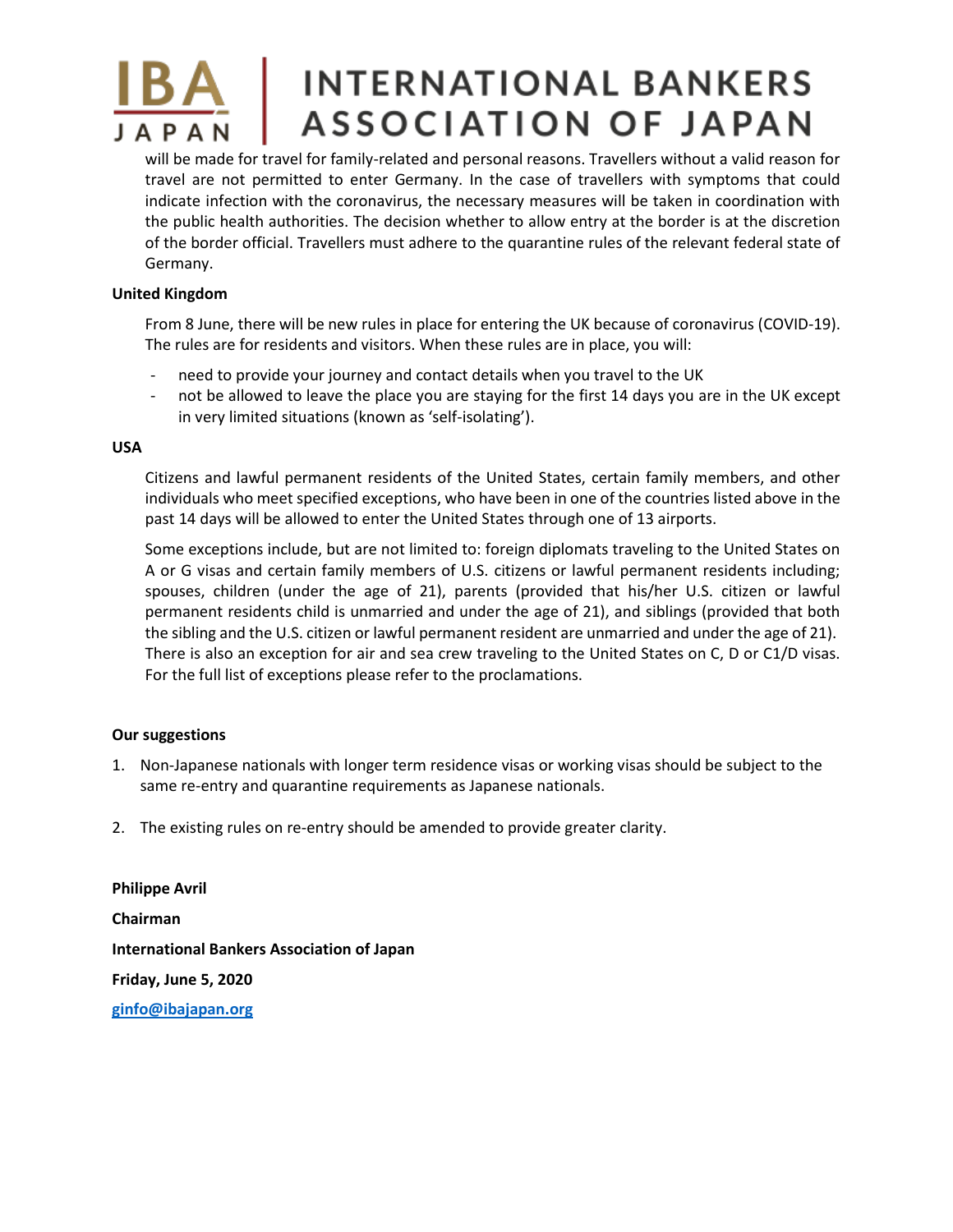will be made for travel for family-related and personal reasons. Travellers without a valid reason for travel are not permitted to enter Germany. In the case of travellers with symptoms that could indicate infection with the coronavirus, the necessary measures will be taken in coordination with the public health authorities. The decision whether to allow entry at the border is at the discretion of the border official. Travellers must adhere to the quarantine rules of the relevant federal state of Germany.

**United Kingdom**

From 8 June, there will be new rules in place for entering the UK because of coronavirus (COVID-19). The rules are for residents and visitors. When these rules are in place, you will:

- need to provide your journey and contact details when you travel to the UK
- not be allowed to leave the place you are staying for the first 14 days you are in the UK except in very limited situations (known as 'self-isolating').

**USA**

Citizens and lawful permanent residents of the United States, certain family members, and other individuals who meet specified exceptions, who have been in one of the countries listed above in the past 14 days will be allowed to enter the United States through one of 13 airports.

Some exceptions include, but are not limited to: foreign diplomats traveling to the United States on A or G visas and certain family members of U.S. citizens or lawful permanent residents including; spouses, children (under the age of 21), parents (provided that his/her U.S. citizen or lawful permanent residents child is unmarried and under the age of 21), and siblings (provided that both the sibling and the U.S. citizen or lawful permanent resident are unmarried and under the age of 21). There is also an exception for air and sea crew traveling to the United States on C, D or C1/D visas. For the full list of exceptions please refer to the proclamations.

**Our suggestions**

1. Non-Japanese nationals with longer term residence visas or working visas should be subject to the same re-entry and quarantine requirements as Japanese nationals.

2. The existing rules on re-entry should be amended to provide greater clarity.

**Philippe Avril**

**Chairman**

**International Bankers Association of Japan**

**Friday, June 5, 2020**

**ginfo@ibajapan.org**